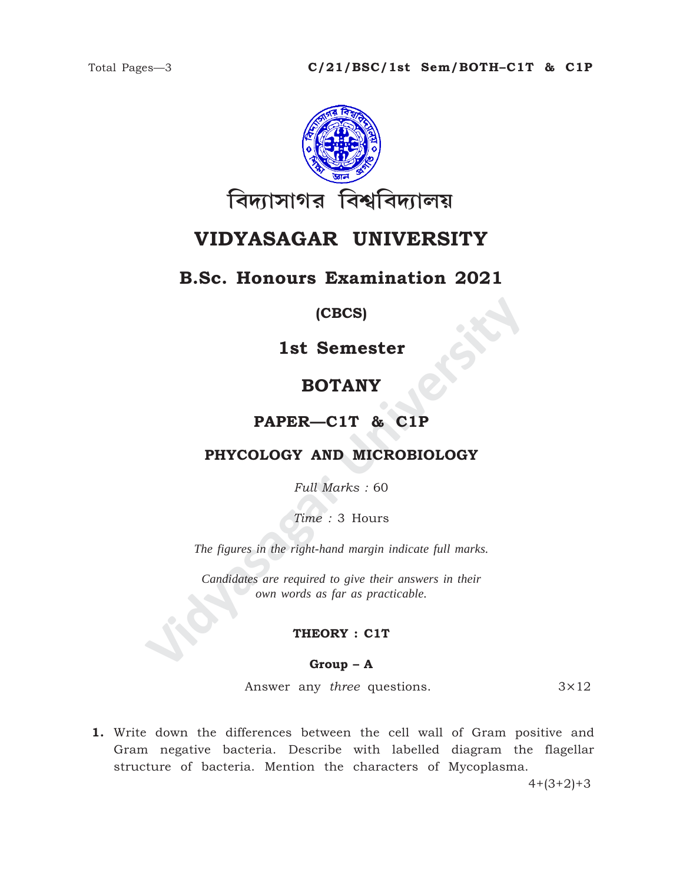Total Pages—3

**C/21/BSC/1st Sem/BOTH–C1T & C1P**

বিদ্যাসাগর বিশ্ববিদ্যালয়

# VIDYASAGAR UNIVERSITY

## B.Sc. Honours Examination 2021

**(CBCS)**

## 1st Semester

## BOTANY

### PAPER—C1T & C1P

### PHYCOLOGY AND MICROBIOLOGY

*Full Marks :* 60

*Time :* 3 Hours

*The figures in the right-hand margin indicate full marks.*

*Candidates are required to give their answers in their own words as far as practicable.*

**THEORY : C1T**

**Group – A**

Answer any *three* questions. 3×12

**1.** Write down the differences between the cell wall of Gram positive and Gram negative bacteria. Describe with labelled diagram the flagellar structure of bacteria. Mention the characters of Mycoplasma.

4+(3+2)+3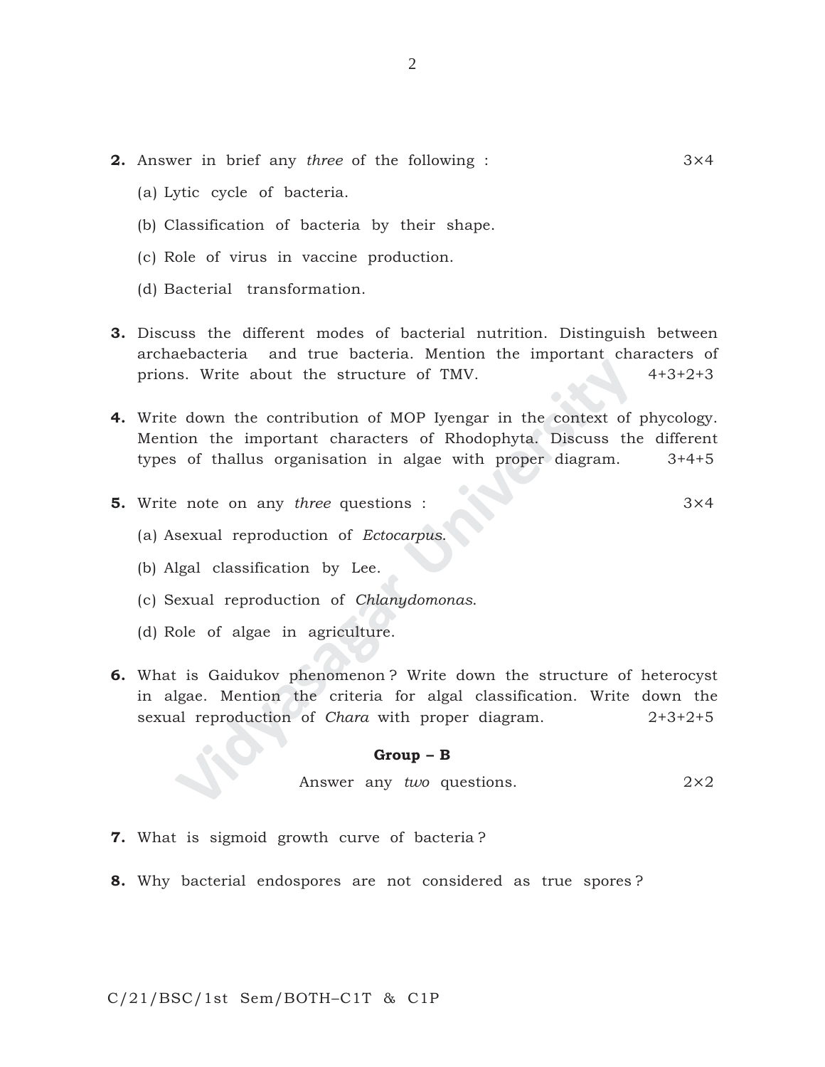**2.** Answer in brief any *three* of the following : 3×4

(a) Lytic cycle of bacteria.

(b) Classification of bacteria by their shape.

(c) Role of virus in vaccine production.

(d) Bacterial transformation.

**3.** Discuss the different modes of bacterial nutrition. Distinguish between archaebacteria and true bacteria. Mention the important characters of prions. Write about the structure of TMV. 4+3+2+3

**4.** Write down the contribution of MOP Iyengar in the context of phycology. Mention the important characters of Rhodophyta. Discuss the different types of thallus organisation in algae with proper diagram. 3+4+5

**5.** Write note on any *three* questions : 3×4

(a) Asexual reproduction of *Ectocarpus*.

(b) Algal classification by Lee.

(c) Sexual reproduction of *Chlanydomonas*.

(d) Role of algae in agriculture.

**6.** What is Gaidukov phenomenon ? Write down the structure of heterocyst in algae. Mention the criteria for algal classification. Write down the sexual reproduction of *Chara* with proper diagram. 2+3+2+5

## Group – B

Answer any *two* questions. 2×2

**7.** What is sigmoid growth curve of bacteria ?

**8.** Why bacterial endospores are not considered as true spores ?

C/21/BSC/1st Sem/BOTH–C1T & C1P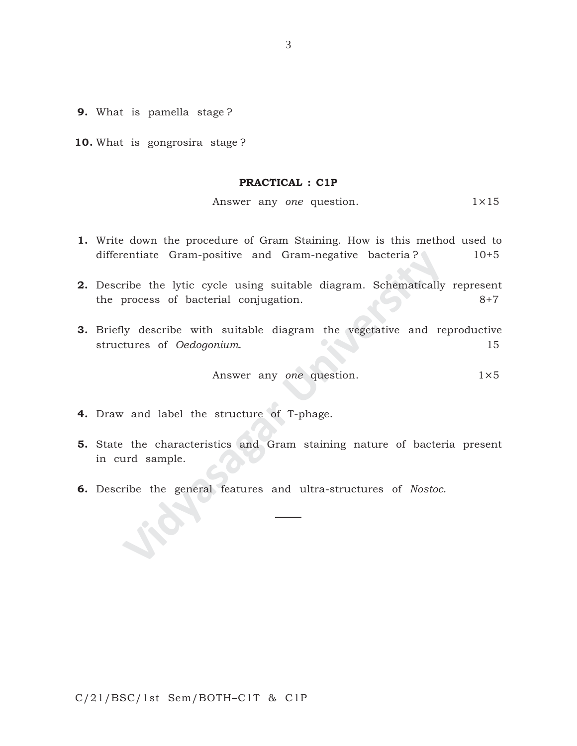9. What is pamella stage ?

10. What is gongrosira stage ?

## PRACTICAL : C1P

Answer any *one* question. 1×15

1. Write down the procedure of Gram Staining. How is this method used to differentiate Gram-positive and Gram-negative bacteria ? 10+5

2. Describe the lytic cycle using suitable diagram. Schematically represent the process of bacterial conjugation. 8+7

3. Briefly describe with suitable diagram the vegetative and reproductive structures of *Oedogonium*. 15

Answer any *one* question. 1×5

4. Draw and label the structure of T-phage.

5. State the characteristics and Gram staining nature of bacteria present in curd sample.

6. Describe the general features and ultra-structures of *Nostoc*.

———

C/21/BSC/1st Sem/BOTH–C1T & C1P